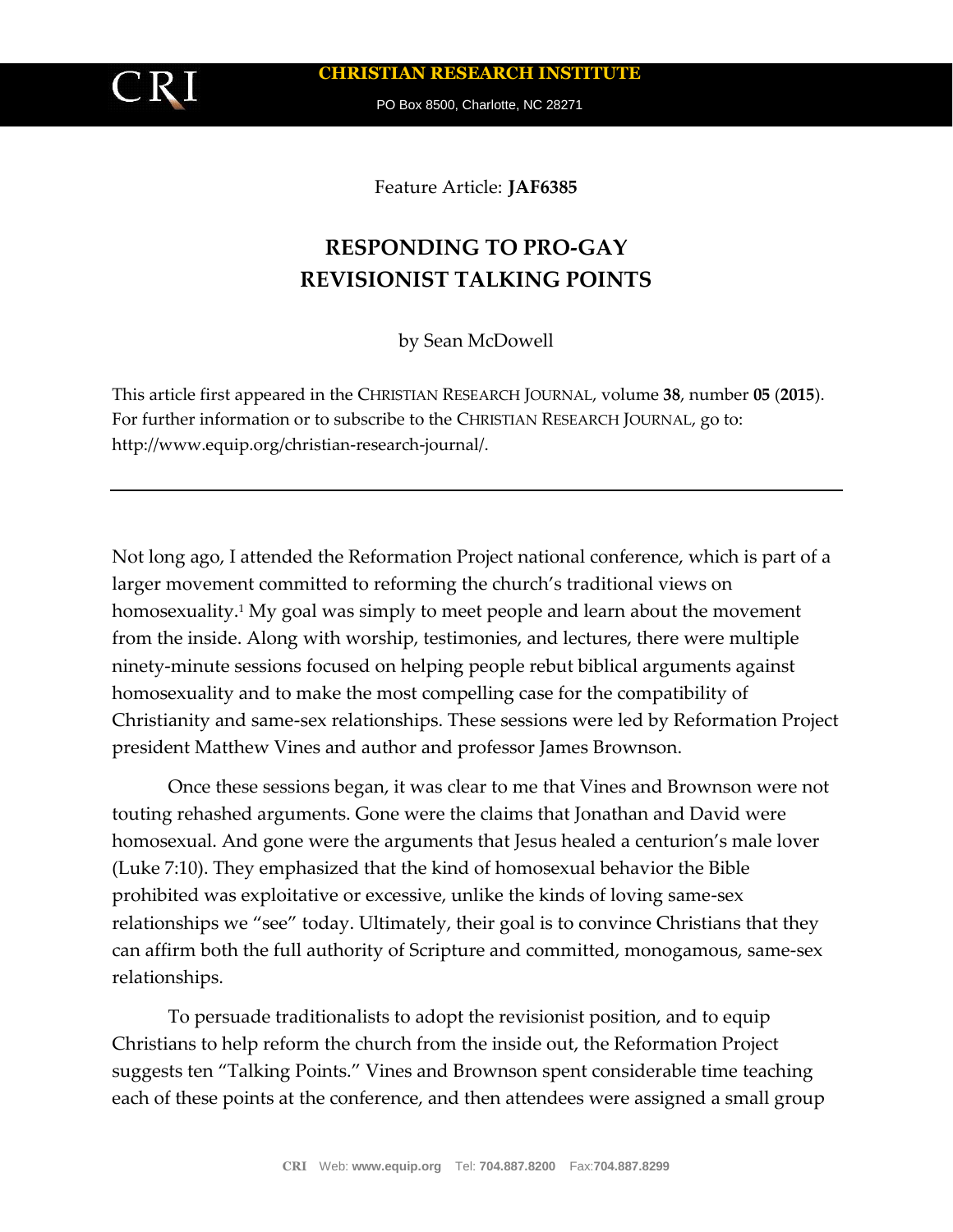CRI

**CHRISTIAN RESEARCH INSTITUTE**

PO Box 8500, Charlotte, NC 28271

Feature Article: **JAF6385**

# RESPONDING TO PRO-GAY REVISIONIST TALKING POINTS

by Sean McDowell

This article first appeared in the CHRISTIAN RESEARCH JOURNAL, volume **38**, number **05** (**2015**). For further information or to subscribe to the CHRISTIAN RESEARCH JOURNAL, go to: http://www.equip.org/christian-research-journal/.

---

Not long ago, I attended the Reformation Project national conference, which is part of a larger movement committed to reforming the church's traditional views on homosexuality.[1] My goal was simply to meet people and learn about the movement from the inside. Along with worship, testimonies, and lectures, there were multiple ninety-minute sessions focused on helping people rebut biblical arguments against homosexuality and to make the most compelling case for the compatibility of Christianity and same-sex relationships. These sessions were led by Reformation Project president Matthew Vines and author and professor James Brownson.

Once these sessions began, it was clear to me that Vines and Brownson were not touting rehashed arguments. Gone were the claims that Jonathan and David were homosexual. And gone were the arguments that Jesus healed a centurion's male lover (Luke 7:10). They emphasized that the kind of homosexual behavior the Bible prohibited was exploitative or excessive, unlike the kinds of loving same-sex relationships we "see" today. Ultimately, their goal is to convince Christians that they can affirm both the full authority of Scripture and committed, monogamous, same-sex relationships.

To persuade traditionalists to adopt the revisionist position, and to equip Christians to help reform the church from the inside out, the Reformation Project suggests ten "Talking Points." Vines and Brownson spent considerable time teaching each of these points at the conference, and then attendees were assigned a small group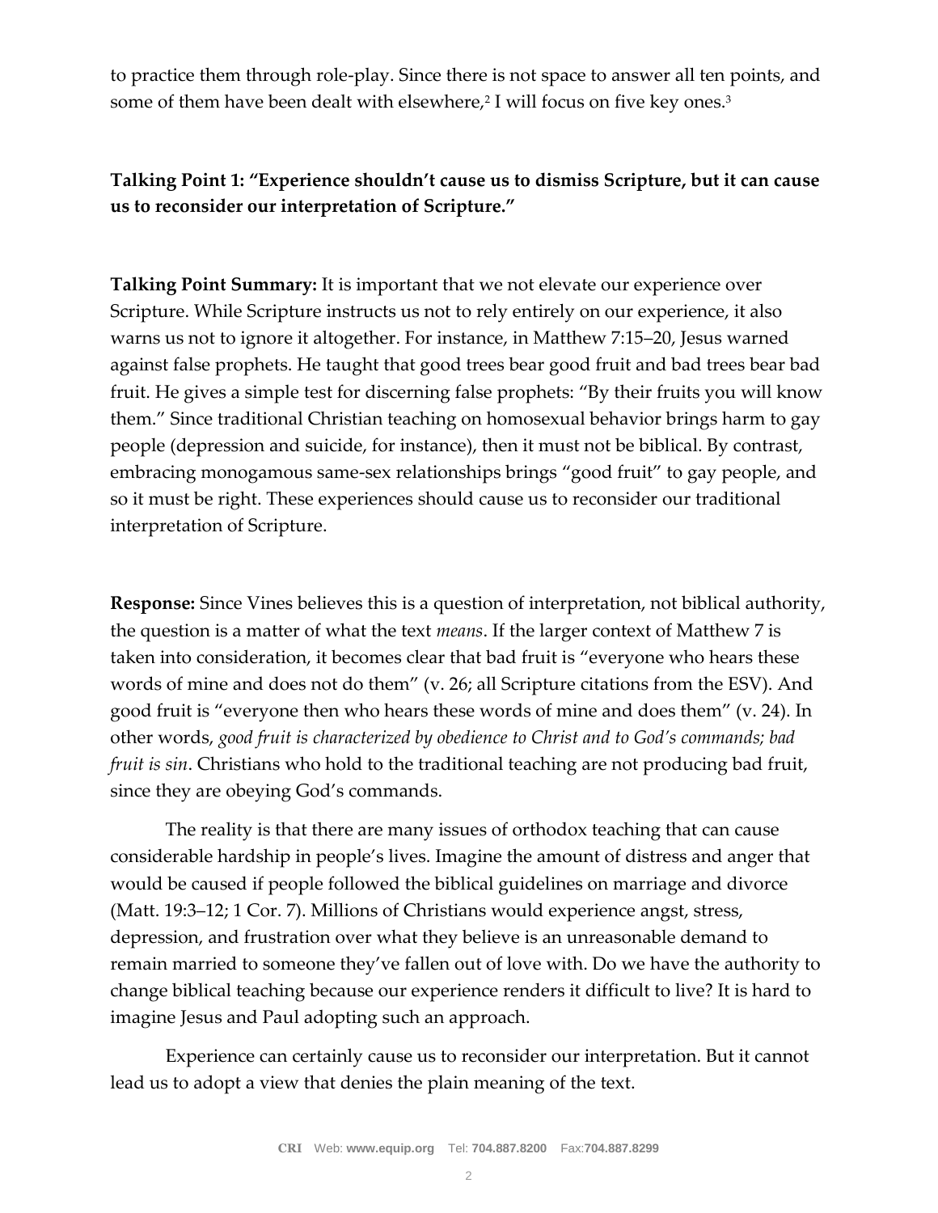to practice them through role-play. Since there is not space to answer all ten points, and some of them have been dealt with elsewhere,[2] I will focus on five key ones.[3]

**Talking Point 1: "Experience shouldn't cause us to dismiss Scripture, but it can cause us to reconsider our interpretation of Scripture."**

**Talking Point Summary:** It is important that we not elevate our experience over Scripture. While Scripture instructs us not to rely entirely on our experience, it also warns us not to ignore it altogether. For instance, in Matthew 7:15–20, Jesus warned against false prophets. He taught that good trees bear good fruit and bad trees bear bad fruit. He gives a simple test for discerning false prophets: "By their fruits you will know them." Since traditional Christian teaching on homosexual behavior brings harm to gay people (depression and suicide, for instance), then it must not be biblical. By contrast, embracing monogamous same-sex relationships brings "good fruit" to gay people, and so it must be right. These experiences should cause us to reconsider our traditional interpretation of Scripture.

**Response:** Since Vines believes this is a question of interpretation, not biblical authority, the question is a matter of what the text *means*. If the larger context of Matthew 7 is taken into consideration, it becomes clear that bad fruit is "everyone who hears these words of mine and does not do them" (v. 26; all Scripture citations from the ESV). And good fruit is "everyone then who hears these words of mine and does them" (v. 24). In other words, *good fruit is characterized by obedience to Christ and to God's commands; bad fruit is sin*. Christians who hold to the traditional teaching are not producing bad fruit, since they are obeying God's commands.

The reality is that there are many issues of orthodox teaching that can cause considerable hardship in people's lives. Imagine the amount of distress and anger that would be caused if people followed the biblical guidelines on marriage and divorce (Matt. 19:3–12; 1 Cor. 7). Millions of Christians would experience angst, stress, depression, and frustration over what they believe is an unreasonable demand to remain married to someone they've fallen out of love with. Do we have the authority to change biblical teaching because our experience renders it difficult to live? It is hard to imagine Jesus and Paul adopting such an approach.

Experience can certainly cause us to reconsider our interpretation. But it cannot lead us to adopt a view that denies the plain meaning of the text.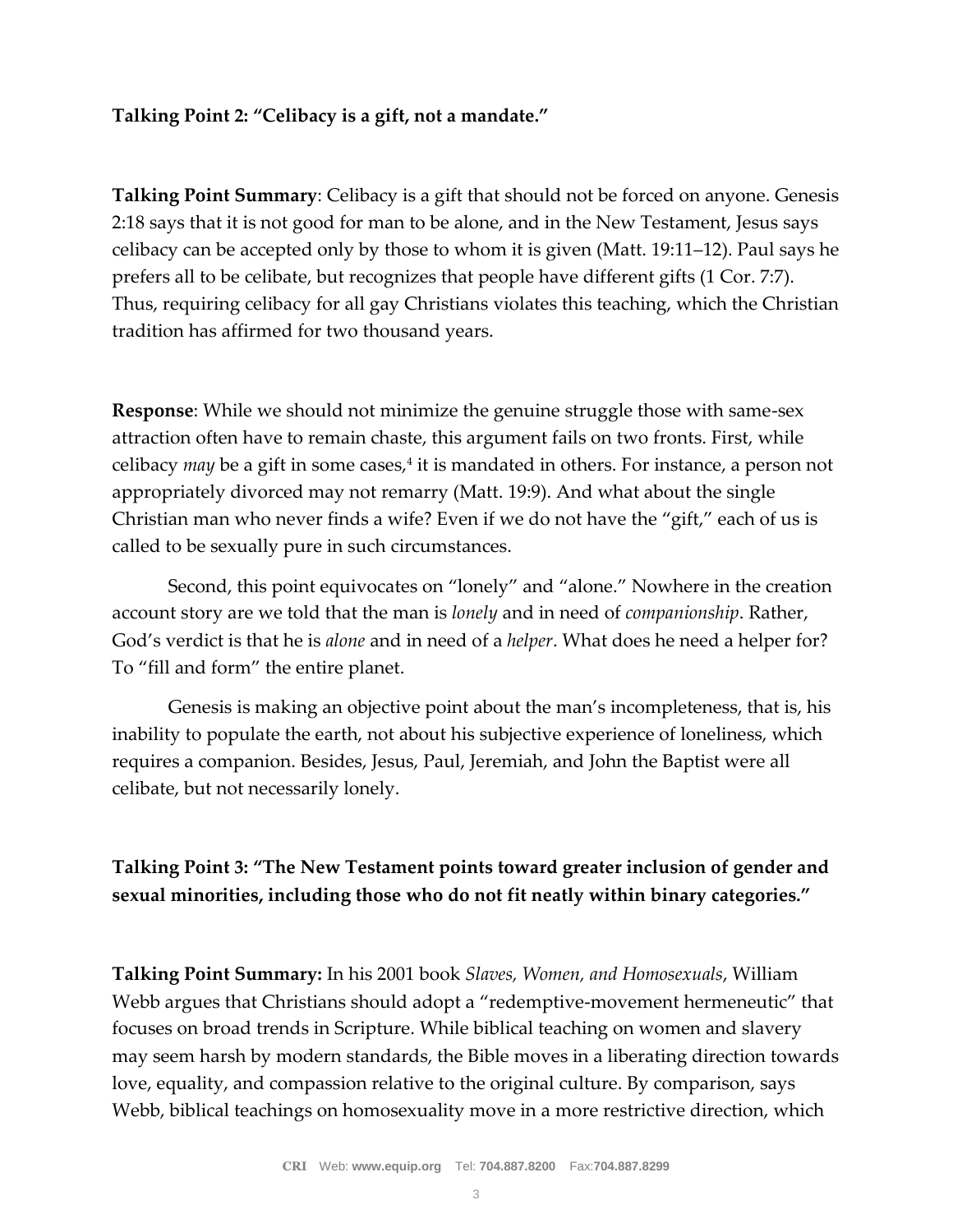**Talking Point 2: "Celibacy is a gift, not a mandate."**

**Talking Point Summary**: Celibacy is a gift that should not be forced on anyone. Genesis 2:18 says that it is not good for man to be alone, and in the New Testament, Jesus says celibacy can be accepted only by those to whom it is given (Matt. 19:11–12). Paul says he prefers all to be celibate, but recognizes that people have different gifts (1 Cor. 7:7). Thus, requiring celibacy for all gay Christians violates this teaching, which the Christian tradition has affirmed for two thousand years.

**Response**: While we should not minimize the genuine struggle those with same-sex attraction often have to remain chaste, this argument fails on two fronts. First, while celibacy *may* be a gift in some cases,[4] it is mandated in others. For instance, a person not appropriately divorced may not remarry (Matt. 19:9). And what about the single Christian man who never finds a wife? Even if we do not have the "gift," each of us is called to be sexually pure in such circumstances.

Second, this point equivocates on "lonely" and "alone." Nowhere in the creation account story are we told that the man is *lonely* and in need of *companionship*. Rather, God's verdict is that he is *alone* and in need of a *helper*. What does he need a helper for? To "fill and form" the entire planet.

Genesis is making an objective point about the man's incompleteness, that is, his inability to populate the earth, not about his subjective experience of loneliness, which requires a companion. Besides, Jesus, Paul, Jeremiah, and John the Baptist were all celibate, but not necessarily lonely.

**Talking Point 3: "The New Testament points toward greater inclusion of gender and sexual minorities, including those who do not fit neatly within binary categories."**

**Talking Point Summary:** In his 2001 book *Slaves, Women, and Homosexuals*, William Webb argues that Christians should adopt a "redemptive-movement hermeneutic" that focuses on broad trends in Scripture. While biblical teaching on women and slavery may seem harsh by modern standards, the Bible moves in a liberating direction towards love, equality, and compassion relative to the original culture. By comparison, says Webb, biblical teachings on homosexuality move in a more restrictive direction, which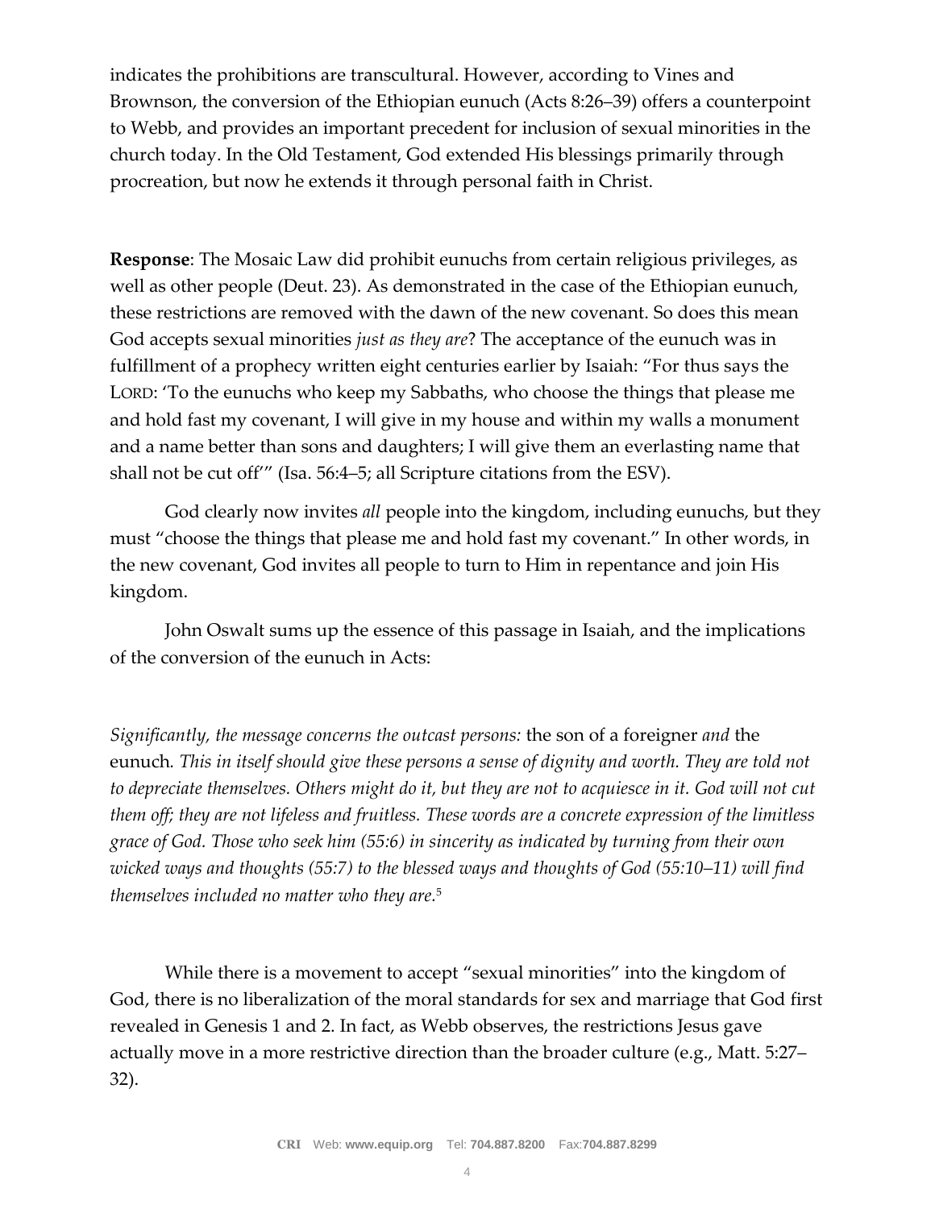indicates the prohibitions are transcultural. However, according to Vines and Brownson, the conversion of the Ethiopian eunuch (Acts 8:26–39) offers a counterpoint to Webb, and provides an important precedent for inclusion of sexual minorities in the church today. In the Old Testament, God extended His blessings primarily through procreation, but now he extends it through personal faith in Christ.

**Response**: The Mosaic Law did prohibit eunuchs from certain religious privileges, as well as other people (Deut. 23). As demonstrated in the case of the Ethiopian eunuch, these restrictions are removed with the dawn of the new covenant. So does this mean God accepts sexual minorities *just as they are*? The acceptance of the eunuch was in fulfillment of a prophecy written eight centuries earlier by Isaiah: "For thus says the LORD: 'To the eunuchs who keep my Sabbaths, who choose the things that please me and hold fast my covenant, I will give in my house and within my walls a monument and a name better than sons and daughters; I will give them an everlasting name that shall not be cut off'" (Isa. 56:4–5; all Scripture citations from the ESV).

God clearly now invites *all* people into the kingdom, including eunuchs, but they must "choose the things that please me and hold fast my covenant." In other words, in the new covenant, God invites all people to turn to Him in repentance and join His kingdom.

John Oswalt sums up the essence of this passage in Isaiah, and the implications of the conversion of the eunuch in Acts:

*Significantly, the message concerns the outcast persons:* the son of a foreigner *and* the eunuch*. This in itself should give these persons a sense of dignity and worth. They are told not to depreciate themselves. Others might do it, but they are not to acquiesce in it. God will not cut them off; they are not lifeless and fruitless. These words are a concrete expression of the limitless grace of God. Those who seek him (55:6) in sincerity as indicated by turning from their own wicked ways and thoughts (55:7) to the blessed ways and thoughts of God (55:10–11) will find themselves included no matter who they are.*[5]

While there is a movement to accept "sexual minorities" into the kingdom of God, there is no liberalization of the moral standards for sex and marriage that God first revealed in Genesis 1 and 2. In fact, as Webb observes, the restrictions Jesus gave actually move in a more restrictive direction than the broader culture (e.g., Matt. 5:27–32).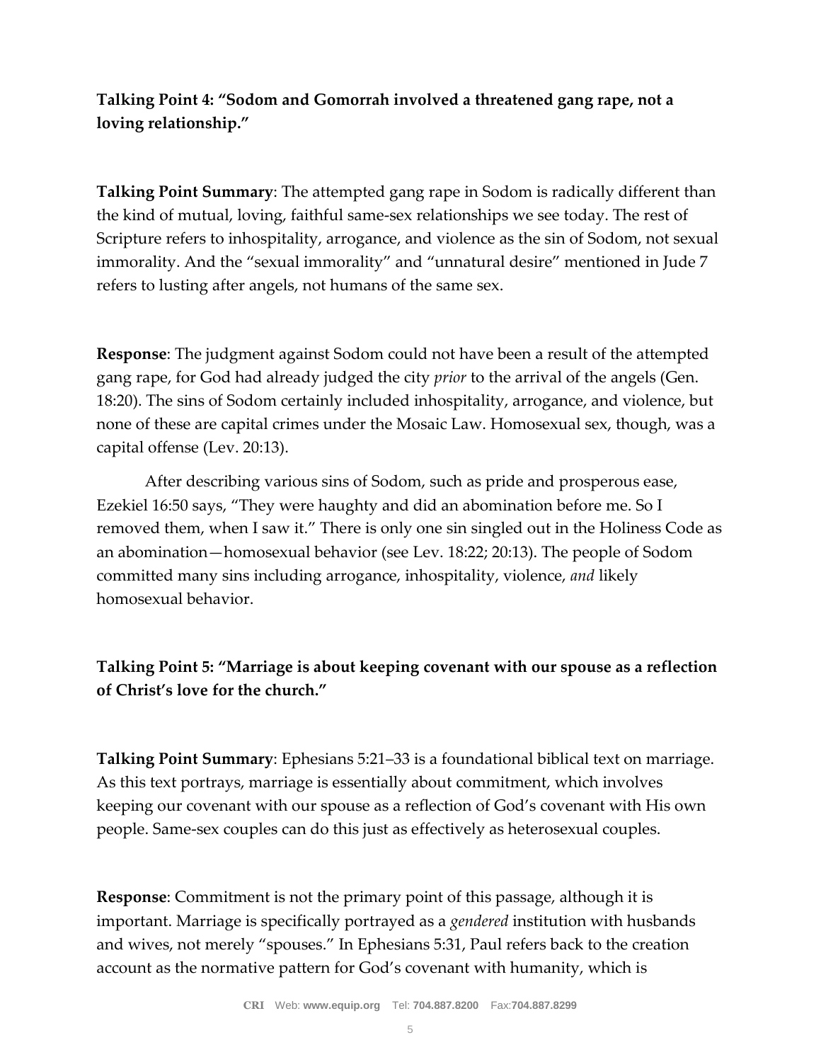**Talking Point 4: "Sodom and Gomorrah involved a threatened gang rape, not a loving relationship."**

**Talking Point Summary**: The attempted gang rape in Sodom is radically different than the kind of mutual, loving, faithful same-sex relationships we see today. The rest of Scripture refers to inhospitality, arrogance, and violence as the sin of Sodom, not sexual immorality. And the "sexual immorality" and "unnatural desire" mentioned in Jude 7 refers to lusting after angels, not humans of the same sex.

**Response**: The judgment against Sodom could not have been a result of the attempted gang rape, for God had already judged the city *prior* to the arrival of the angels (Gen. 18:20). The sins of Sodom certainly included inhospitality, arrogance, and violence, but none of these are capital crimes under the Mosaic Law. Homosexual sex, though, was a capital offense (Lev. 20:13).

After describing various sins of Sodom, such as pride and prosperous ease, Ezekiel 16:50 says, "They were haughty and did an abomination before me. So I removed them, when I saw it." There is only one sin singled out in the Holiness Code as an abomination—homosexual behavior (see Lev. 18:22; 20:13). The people of Sodom committed many sins including arrogance, inhospitality, violence, *and* likely homosexual behavior.

**Talking Point 5: "Marriage is about keeping covenant with our spouse as a reflection of Christ's love for the church."**

**Talking Point Summary**: Ephesians 5:21–33 is a foundational biblical text on marriage. As this text portrays, marriage is essentially about commitment, which involves keeping our covenant with our spouse as a reflection of God's covenant with His own people. Same-sex couples can do this just as effectively as heterosexual couples.

**Response**: Commitment is not the primary point of this passage, although it is important. Marriage is specifically portrayed as a *gendered* institution with husbands and wives, not merely "spouses." In Ephesians 5:31, Paul refers back to the creation account as the normative pattern for God's covenant with humanity, which is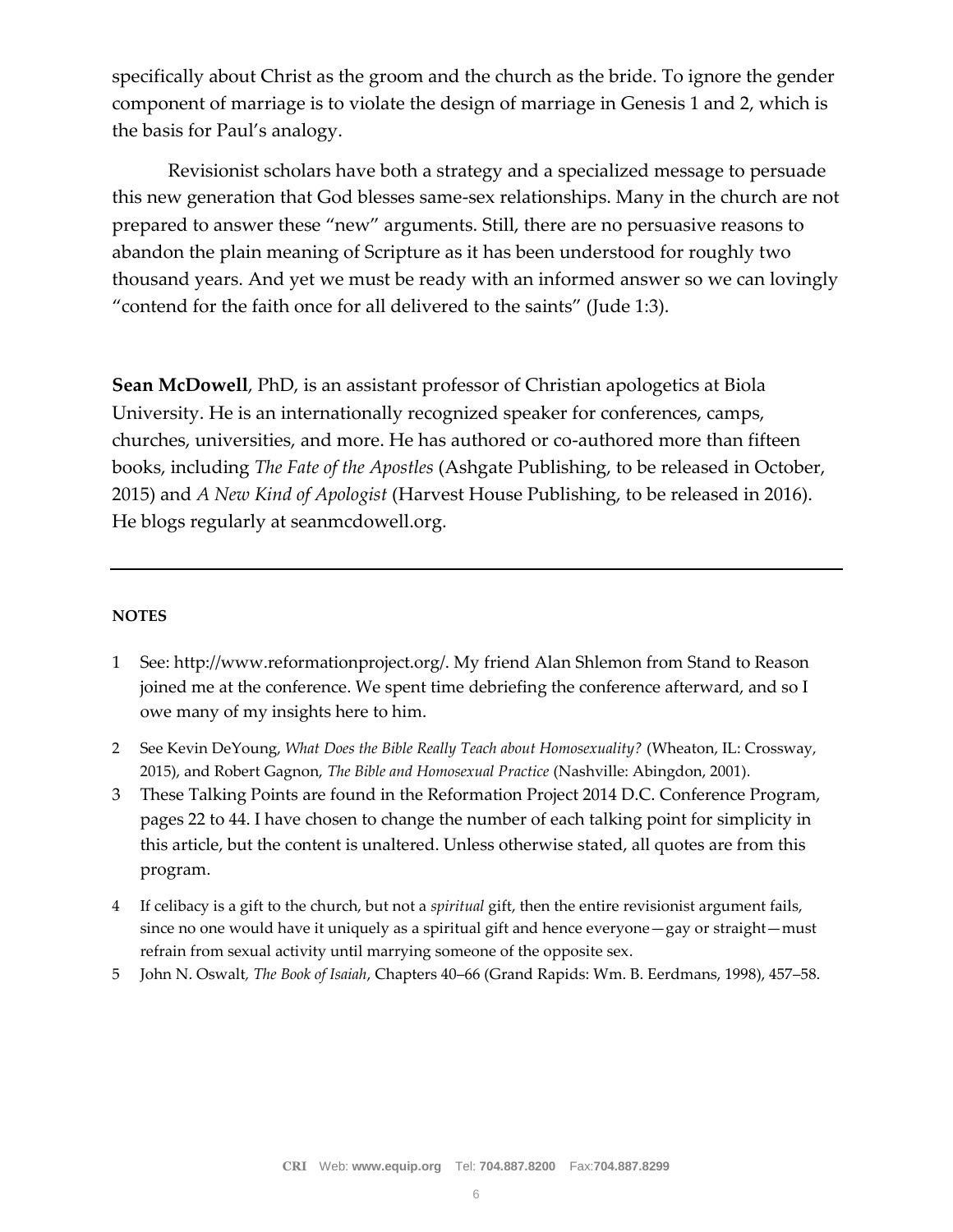specifically about Christ as the groom and the church as the bride. To ignore the gender component of marriage is to violate the design of marriage in Genesis 1 and 2, which is the basis for Paul's analogy.

Revisionist scholars have both a strategy and a specialized message to persuade this new generation that God blesses same-sex relationships. Many in the church are not prepared to answer these "new" arguments. Still, there are no persuasive reasons to abandon the plain meaning of Scripture as it has been understood for roughly two thousand years. And yet we must be ready with an informed answer so we can lovingly "contend for the faith once for all delivered to the saints" (Jude 1:3).

**Sean McDowell**, PhD, is an assistant professor of Christian apologetics at Biola University. He is an internationally recognized speaker for conferences, camps, churches, universities, and more. He has authored or co-authored more than fifteen books, including *The Fate of the Apostles* (Ashgate Publishing, to be released in October, 2015) and *A New Kind of Apologist* (Harvest House Publishing, to be released in 2016). He blogs regularly at seanmcdowell.org.

---

**NOTES**

1. See: http://www.reformationproject.org/. My friend Alan Shlemon from Stand to Reason joined me at the conference. We spent time debriefing the conference afterward, and so I owe many of my insights here to him.
2. See Kevin DeYoung, *What Does the Bible Really Teach about Homosexuality?* (Wheaton, IL: Crossway, 2015), and Robert Gagnon, *The Bible and Homosexual Practice* (Nashville: Abingdon, 2001).
3. These Talking Points are found in the Reformation Project 2014 D.C. Conference Program, pages 22 to 44. I have chosen to change the number of each talking point for simplicity in this article, but the content is unaltered. Unless otherwise stated, all quotes are from this program.
4. If celibacy is a gift to the church, but not a *spiritual* gift, then the entire revisionist argument fails, since no one would have it uniquely as a spiritual gift and hence everyone—gay or straight—must refrain from sexual activity until marrying someone of the opposite sex.
5. John N. Oswalt, *The Book of Isaiah*, Chapters 40–66 (Grand Rapids: Wm. B. Eerdmans, 1998), 457–58.